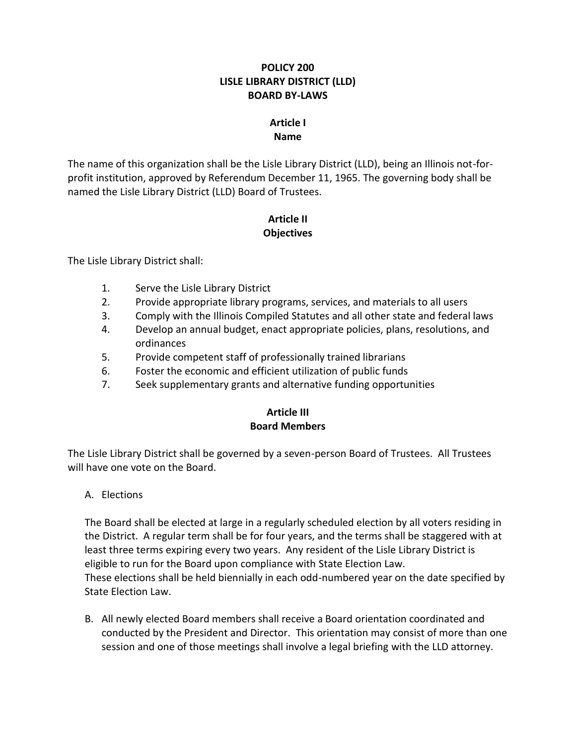# POLICY 200
# LISLE LIBRARY DISTRICT (LLD)
# BOARD BY-LAWS

## Article I
## Name

The name of this organization shall be the Lisle Library District (LLD), being an Illinois not-for-profit institution, approved by Referendum December 11, 1965. The governing body shall be named the Lisle Library District (LLD) Board of Trustees.

## Article II
## Objectives

The Lisle Library District shall:

1. Serve the Lisle Library District
2. Provide appropriate library programs, services, and materials to all users
3. Comply with the Illinois Compiled Statutes and all other state and federal laws
4. Develop an annual budget, enact appropriate policies, plans, resolutions, and ordinances
5. Provide competent staff of professionally trained librarians
6. Foster the economic and efficient utilization of public funds
7. Seek supplementary grants and alternative funding opportunities

## Article III
## Board Members

The Lisle Library District shall be governed by a seven-person Board of Trustees. All Trustees will have one vote on the Board.

A. Elections

The Board shall be elected at large in a regularly scheduled election by all voters residing in the District. A regular term shall be for four years, and the terms shall be staggered with at least three terms expiring every two years. Any resident of the Lisle Library District is eligible to run for the Board upon compliance with State Election Law.
These elections shall be held biennially in each odd-numbered year on the date specified by State Election Law.

B. All newly elected Board members shall receive a Board orientation coordinated and conducted by the President and Director. This orientation may consist of more than one session and one of those meetings shall involve a legal briefing with the LLD attorney.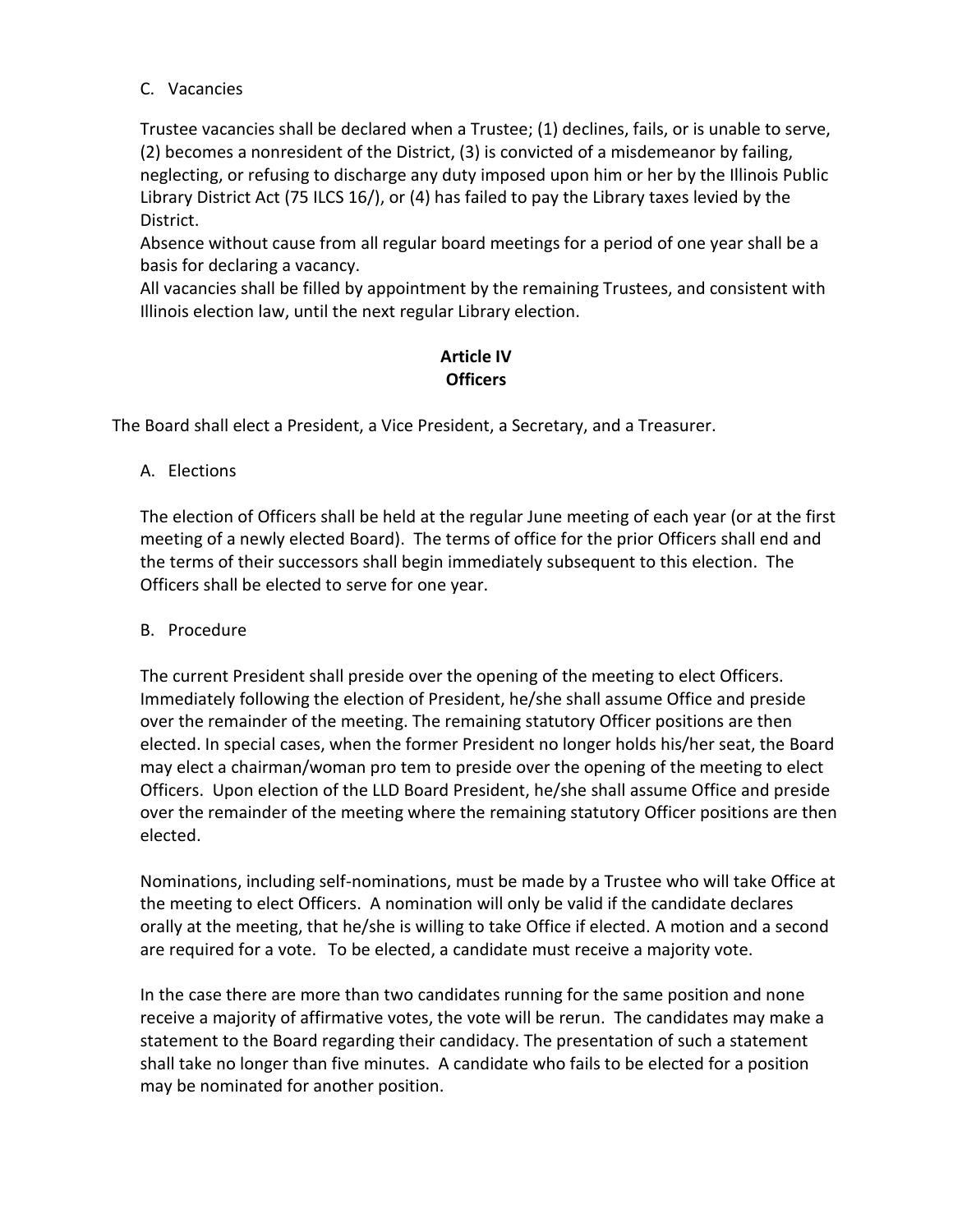### C. Vacancies

Trustee vacancies shall be declared when a Trustee; (1) declines, fails, or is unable to serve, (2) becomes a nonresident of the District, (3) is convicted of a misdemeanor by failing, neglecting, or refusing to discharge any duty imposed upon him or her by the Illinois Public Library District Act (75 ILCS 16/), or (4) has failed to pay the Library taxes levied by the District.

Absence without cause from all regular board meetings for a period of one year shall be a basis for declaring a vacancy.

All vacancies shall be filled by appointment by the remaining Trustees, and consistent with Illinois election law, until the next regular Library election.

## Article IV
## Officers

The Board shall elect a President, a Vice President, a Secretary, and a Treasurer.

### A. Elections

The election of Officers shall be held at the regular June meeting of each year (or at the first meeting of a newly elected Board). The terms of office for the prior Officers shall end and the terms of their successors shall begin immediately subsequent to this election. The Officers shall be elected to serve for one year.

### B. Procedure

The current President shall preside over the opening of the meeting to elect Officers. Immediately following the election of President, he/she shall assume Office and preside over the remainder of the meeting. The remaining statutory Officer positions are then elected. In special cases, when the former President no longer holds his/her seat, the Board may elect a chairman/woman pro tem to preside over the opening of the meeting to elect Officers. Upon election of the LLD Board President, he/she shall assume Office and preside over the remainder of the meeting where the remaining statutory Officer positions are then elected.

Nominations, including self-nominations, must be made by a Trustee who will take Office at the meeting to elect Officers. A nomination will only be valid if the candidate declares orally at the meeting, that he/she is willing to take Office if elected. A motion and a second are required for a vote. To be elected, a candidate must receive a majority vote.

In the case there are more than two candidates running for the same position and none receive a majority of affirmative votes, the vote will be rerun. The candidates may make a statement to the Board regarding their candidacy. The presentation of such a statement shall take no longer than five minutes. A candidate who fails to be elected for a position may be nominated for another position.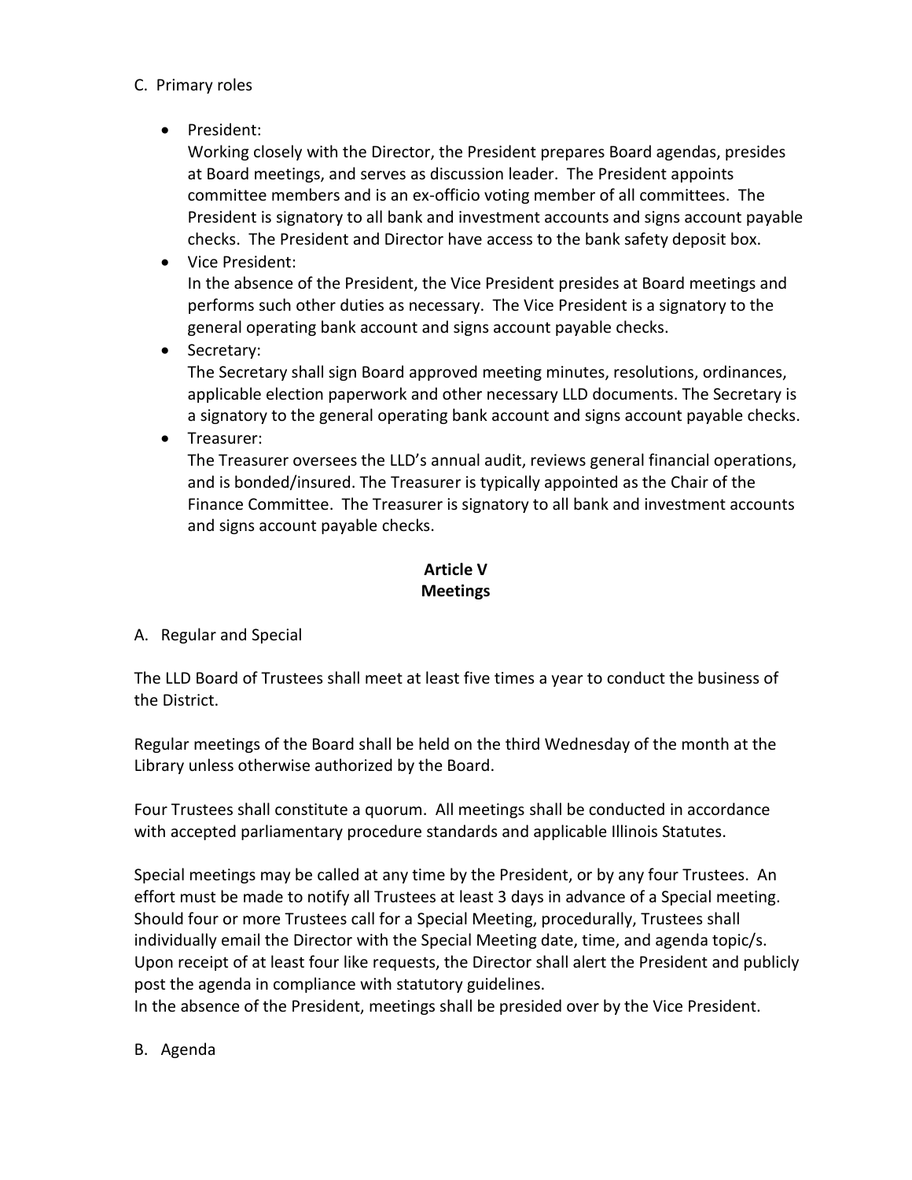C. Primary roles

- President:
  Working closely with the Director, the President prepares Board agendas, presides at Board meetings, and serves as discussion leader. The President appoints committee members and is an ex-officio voting member of all committees. The President is signatory to all bank and investment accounts and signs account payable checks. The President and Director have access to the bank safety deposit box.
- Vice President:
  In the absence of the President, the Vice President presides at Board meetings and performs such other duties as necessary. The Vice President is a signatory to the general operating bank account and signs account payable checks.
- Secretary:
  The Secretary shall sign Board approved meeting minutes, resolutions, ordinances, applicable election paperwork and other necessary LLD documents. The Secretary is a signatory to the general operating bank account and signs account payable checks.
- Treasurer:
  The Treasurer oversees the LLD's annual audit, reviews general financial operations, and is bonded/insured. The Treasurer is typically appointed as the Chair of the Finance Committee. The Treasurer is signatory to all bank and investment accounts and signs account payable checks.

## Article V
## Meetings

A. Regular and Special

The LLD Board of Trustees shall meet at least five times a year to conduct the business of the District.

Regular meetings of the Board shall be held on the third Wednesday of the month at the Library unless otherwise authorized by the Board.

Four Trustees shall constitute a quorum. All meetings shall be conducted in accordance with accepted parliamentary procedure standards and applicable Illinois Statutes.

Special meetings may be called at any time by the President, or by any four Trustees. An effort must be made to notify all Trustees at least 3 days in advance of a Special meeting. Should four or more Trustees call for a Special Meeting, procedurally, Trustees shall individually email the Director with the Special Meeting date, time, and agenda topic/s. Upon receipt of at least four like requests, the Director shall alert the President and publicly post the agenda in compliance with statutory guidelines.
In the absence of the President, meetings shall be presided over by the Vice President.

B. Agenda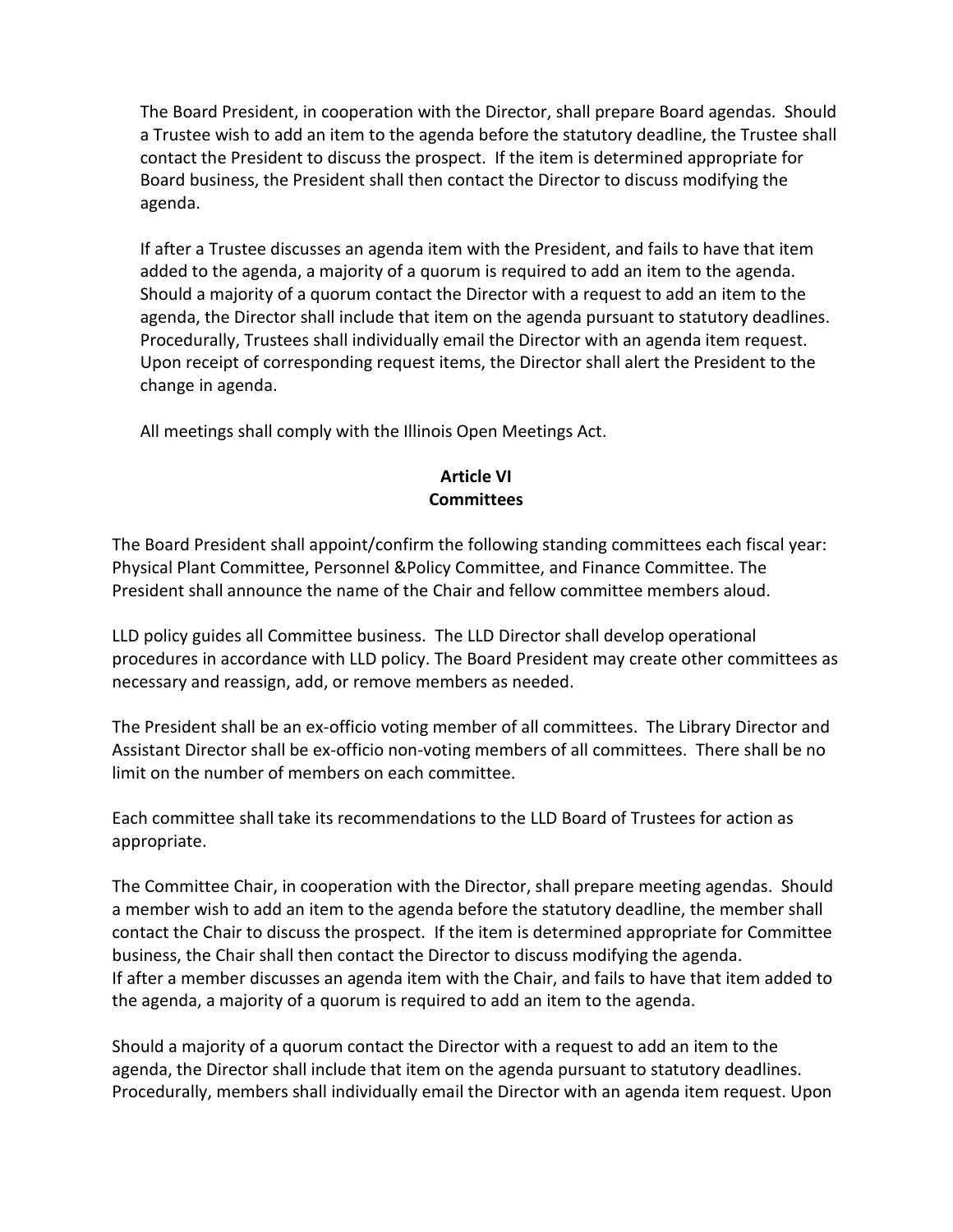The Board President, in cooperation with the Director, shall prepare Board agendas. Should a Trustee wish to add an item to the agenda before the statutory deadline, the Trustee shall contact the President to discuss the prospect. If the item is determined appropriate for Board business, the President shall then contact the Director to discuss modifying the agenda.

If after a Trustee discusses an agenda item with the President, and fails to have that item added to the agenda, a majority of a quorum is required to add an item to the agenda. Should a majority of a quorum contact the Director with a request to add an item to the agenda, the Director shall include that item on the agenda pursuant to statutory deadlines. Procedurally, Trustees shall individually email the Director with an agenda item request. Upon receipt of corresponding request items, the Director shall alert the President to the change in agenda.

All meetings shall comply with the Illinois Open Meetings Act.

## Article VI
## Committees

The Board President shall appoint/confirm the following standing committees each fiscal year: Physical Plant Committee, Personnel &Policy Committee, and Finance Committee. The President shall announce the name of the Chair and fellow committee members aloud.

LLD policy guides all Committee business. The LLD Director shall develop operational procedures in accordance with LLD policy. The Board President may create other committees as necessary and reassign, add, or remove members as needed.

The President shall be an ex-officio voting member of all committees. The Library Director and Assistant Director shall be ex-officio non-voting members of all committees. There shall be no limit on the number of members on each committee.

Each committee shall take its recommendations to the LLD Board of Trustees for action as appropriate.

The Committee Chair, in cooperation with the Director, shall prepare meeting agendas. Should a member wish to add an item to the agenda before the statutory deadline, the member shall contact the Chair to discuss the prospect. If the item is determined appropriate for Committee business, the Chair shall then contact the Director to discuss modifying the agenda.
If after a member discusses an agenda item with the Chair, and fails to have that item added to the agenda, a majority of a quorum is required to add an item to the agenda.

Should a majority of a quorum contact the Director with a request to add an item to the agenda, the Director shall include that item on the agenda pursuant to statutory deadlines. Procedurally, members shall individually email the Director with an agenda item request. Upon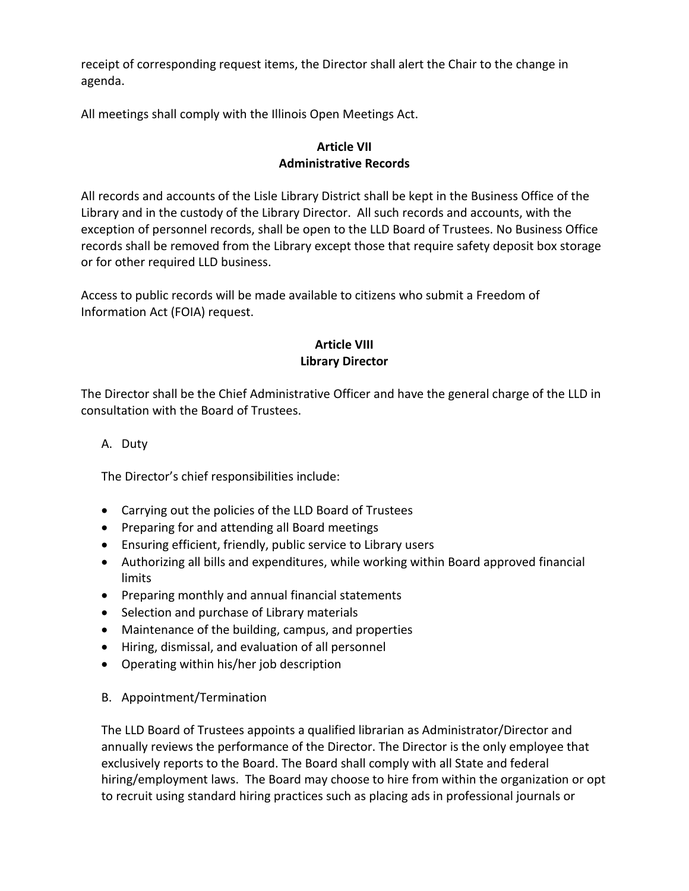receipt of corresponding request items, the Director shall alert the Chair to the change in agenda.

All meetings shall comply with the Illinois Open Meetings Act.

## Article VII
## Administrative Records

All records and accounts of the Lisle Library District shall be kept in the Business Office of the Library and in the custody of the Library Director. All such records and accounts, with the exception of personnel records, shall be open to the LLD Board of Trustees. No Business Office records shall be removed from the Library except those that require safety deposit box storage or for other required LLD business.

Access to public records will be made available to citizens who submit a Freedom of Information Act (FOIA) request.

## Article VIII
## Library Director

The Director shall be the Chief Administrative Officer and have the general charge of the LLD in consultation with the Board of Trustees.

A. Duty

The Director's chief responsibilities include:

- Carrying out the policies of the LLD Board of Trustees
- Preparing for and attending all Board meetings
- Ensuring efficient, friendly, public service to Library users
- Authorizing all bills and expenditures, while working within Board approved financial limits
- Preparing monthly and annual financial statements
- Selection and purchase of Library materials
- Maintenance of the building, campus, and properties
- Hiring, dismissal, and evaluation of all personnel
- Operating within his/her job description

B. Appointment/Termination

The LLD Board of Trustees appoints a qualified librarian as Administrator/Director and annually reviews the performance of the Director. The Director is the only employee that exclusively reports to the Board. The Board shall comply with all State and federal hiring/employment laws. The Board may choose to hire from within the organization or opt to recruit using standard hiring practices such as placing ads in professional journals or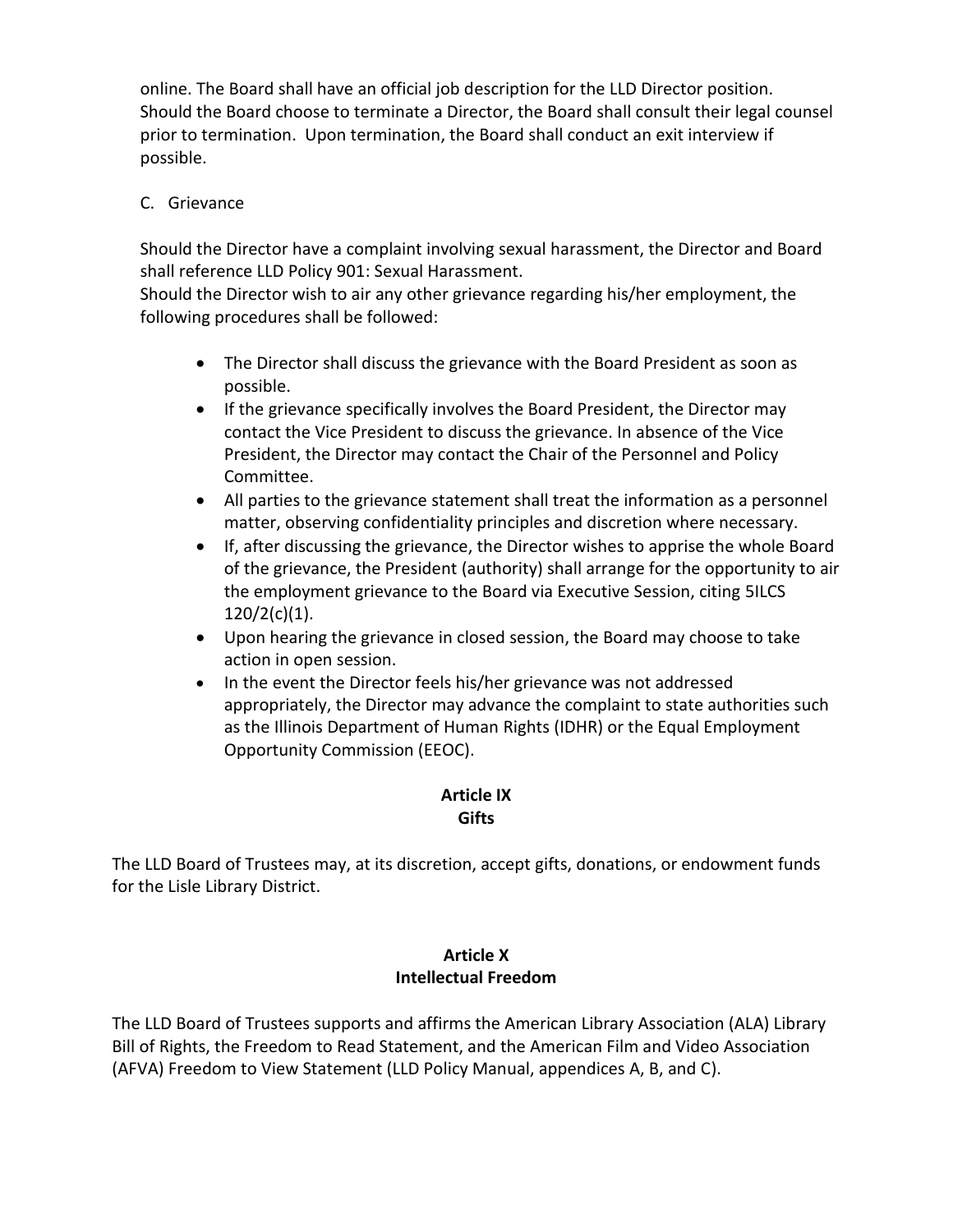online. The Board shall have an official job description for the LLD Director position. Should the Board choose to terminate a Director, the Board shall consult their legal counsel prior to termination. Upon termination, the Board shall conduct an exit interview if possible.

C. Grievance

Should the Director have a complaint involving sexual harassment, the Director and Board shall reference LLD Policy 901: Sexual Harassment.
Should the Director wish to air any other grievance regarding his/her employment, the following procedures shall be followed:

- The Director shall discuss the grievance with the Board President as soon as possible.
- If the grievance specifically involves the Board President, the Director may contact the Vice President to discuss the grievance. In absence of the Vice President, the Director may contact the Chair of the Personnel and Policy Committee.
- All parties to the grievance statement shall treat the information as a personnel matter, observing confidentiality principles and discretion where necessary.
- If, after discussing the grievance, the Director wishes to apprise the whole Board of the grievance, the President (authority) shall arrange for the opportunity to air the employment grievance to the Board via Executive Session, citing 5ILCS 120/2(c)(1).
- Upon hearing the grievance in closed session, the Board may choose to take action in open session.
- In the event the Director feels his/her grievance was not addressed appropriately, the Director may advance the complaint to state authorities such as the Illinois Department of Human Rights (IDHR) or the Equal Employment Opportunity Commission (EEOC).

## Article IX
## Gifts

The LLD Board of Trustees may, at its discretion, accept gifts, donations, or endowment funds for the Lisle Library District.

## Article X
## Intellectual Freedom

The LLD Board of Trustees supports and affirms the American Library Association (ALA) Library Bill of Rights, the Freedom to Read Statement, and the American Film and Video Association (AFVA) Freedom to View Statement (LLD Policy Manual, appendices A, B, and C).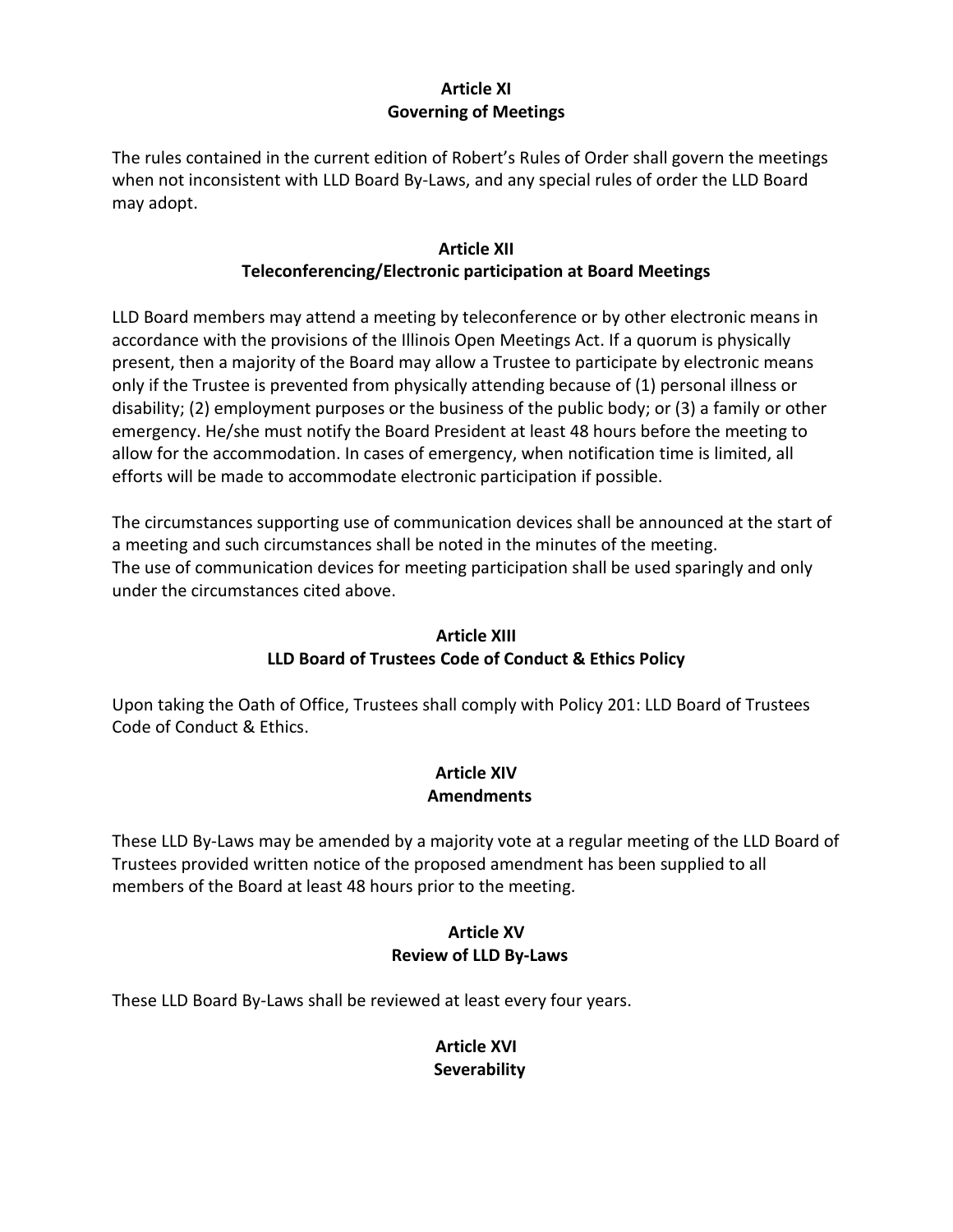## Article XI
## Governing of Meetings

The rules contained in the current edition of Robert's Rules of Order shall govern the meetings when not inconsistent with LLD Board By-Laws, and any special rules of order the LLD Board may adopt.

## Article XII
## Teleconferencing/Electronic participation at Board Meetings

LLD Board members may attend a meeting by teleconference or by other electronic means in accordance with the provisions of the Illinois Open Meetings Act. If a quorum is physically present, then a majority of the Board may allow a Trustee to participate by electronic means only if the Trustee is prevented from physically attending because of (1) personal illness or disability; (2) employment purposes or the business of the public body; or (3) a family or other emergency. He/she must notify the Board President at least 48 hours before the meeting to allow for the accommodation. In cases of emergency, when notification time is limited, all efforts will be made to accommodate electronic participation if possible.

The circumstances supporting use of communication devices shall be announced at the start of a meeting and such circumstances shall be noted in the minutes of the meeting.
The use of communication devices for meeting participation shall be used sparingly and only under the circumstances cited above.

## Article XIII
## LLD Board of Trustees Code of Conduct & Ethics Policy

Upon taking the Oath of Office, Trustees shall comply with Policy 201: LLD Board of Trustees Code of Conduct & Ethics.

## Article XIV
## Amendments

These LLD By-Laws may be amended by a majority vote at a regular meeting of the LLD Board of Trustees provided written notice of the proposed amendment has been supplied to all members of the Board at least 48 hours prior to the meeting.

## Article XV
## Review of LLD By-Laws

These LLD Board By-Laws shall be reviewed at least every four years.

## Article XVI
## Severability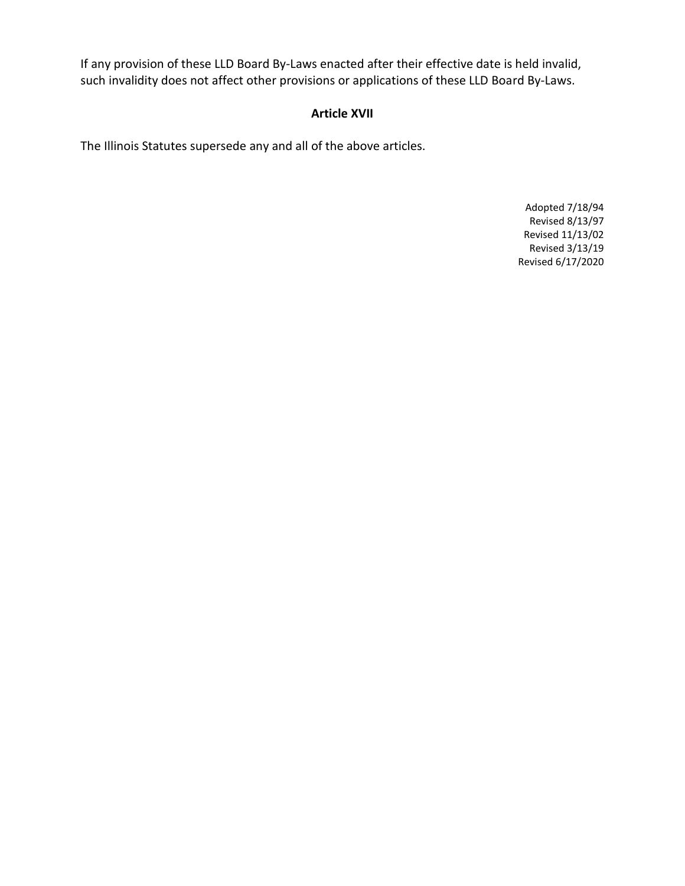If any provision of these LLD Board By-Laws enacted after their effective date is held invalid, such invalidity does not affect other provisions or applications of these LLD Board By-Laws.

**Article XVII**

The Illinois Statutes supersede any and all of the above articles.

Adopted 7/18/94
Revised 8/13/97
Revised 11/13/02
Revised 3/13/19
Revised 6/17/2020